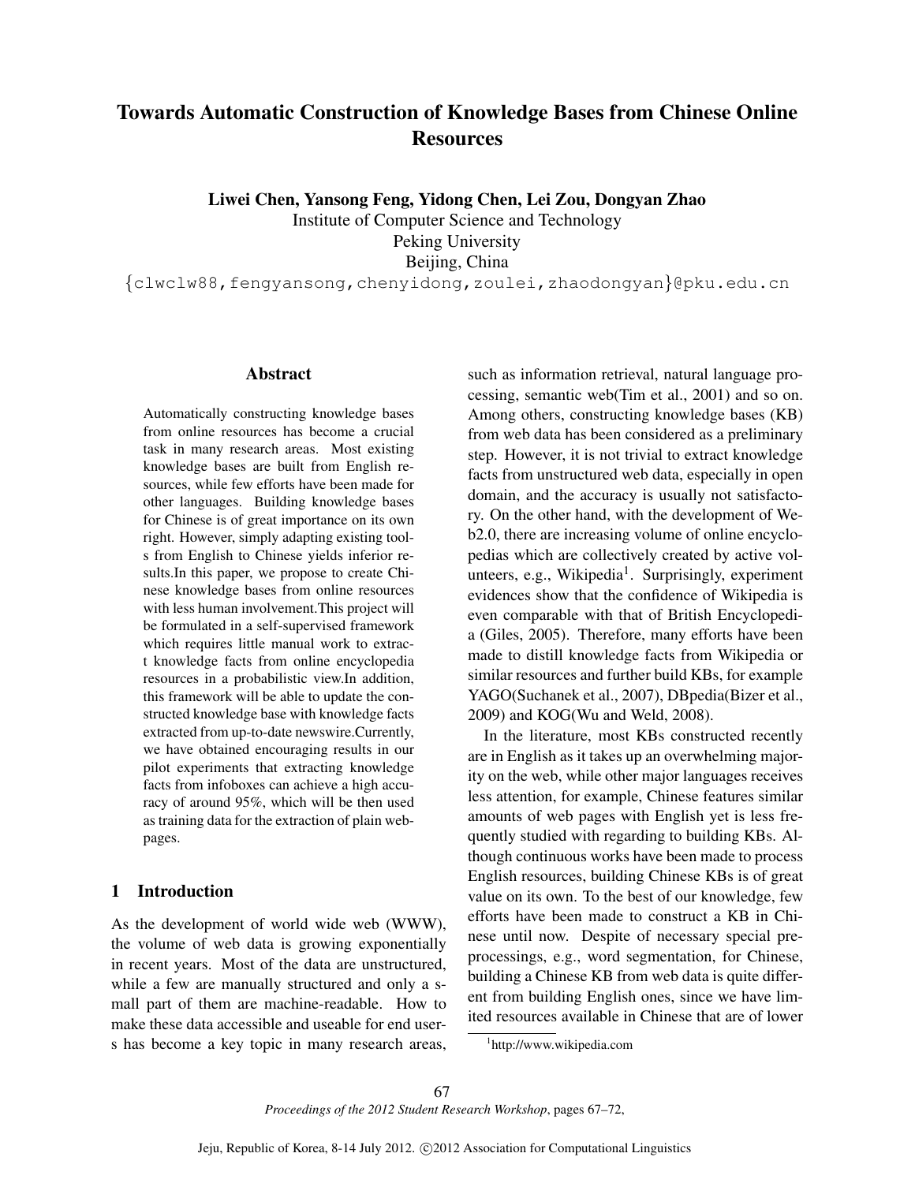# Towards Automatic Construction of Knowledge Bases from Chinese Online Resources

**Liwei Chen, Yansong Feng, Yidong Chen, Lei Zou, Dongyan Zhao**

Institute of Computer Science and Technology
Peking University
Beijing, China

{clwclw88,fengyansong,chenyidong,zoulei,zhaodongyan}@pku.edu.cn

## Abstract

Automatically constructing knowledge bases from online resources has become a crucial task in many research areas. Most existing knowledge bases are built from English resources, while few efforts have been made for other languages. Building knowledge bases for Chinese is of great importance on its own right. However, simply adapting existing tools from English to Chinese yields inferior results.In this paper, we propose to create Chinese knowledge bases from online resources with less human involvement.This project will be formulated in a self-supervised framework which requires little manual work to extract knowledge facts from online encyclopedia resources in a probabilistic view.In addition, this framework will be able to update the constructed knowledge base with knowledge facts extracted from up-to-date newswire.Currently, we have obtained encouraging results in our pilot experiments that extracting knowledge facts from infoboxes can achieve a high accuracy of around 95%, which will be then used as training data for the extraction of plain webpages.

## 1 Introduction

As the development of world wide web (WWW), the volume of web data is growing exponentially in recent years. Most of the data are unstructured, while a few are manually structured and only a small part of them are machine-readable. How to make these data accessible and useable for end users has become a key topic in many research areas, such as information retrieval, natural language processing, semantic web(Tim et al., 2001) and so on. Among others, constructing knowledge bases (KB) from web data has been considered as a preliminary step. However, it is not trivial to extract knowledge facts from unstructured web data, especially in open domain, and the accuracy is usually not satisfactory. On the other hand, with the development of Web2.0, there are increasing volume of online encyclopedias which are collectively created by active volunteers, e.g., Wikipedia[1]. Surprisingly, experiment evidences show that the confidence of Wikipedia is even comparable with that of British Encyclopedia (Giles, 2005). Therefore, many efforts have been made to distill knowledge facts from Wikipedia or similar resources and further build KBs, for example YAGO(Suchanek et al., 2007), DBpedia(Bizer et al., 2009) and KOG(Wu and Weld, 2008).

In the literature, most KBs constructed recently are in English as it takes up an overwhelming majority on the web, while other major languages receives less attention, for example, Chinese features similar amounts of web pages with English yet is less frequently studied with regarding to building KBs. Although continuous works have been made to process English resources, building Chinese KBs is of great value on its own. To the best of our knowledge, few efforts have been made to construct a KB in Chinese until now. Despite of necessary special preprocessings, e.g., word segmentation, for Chinese, building a Chinese KB from web data is quite different from building English ones, since we have limited resources available in Chinese that are of lower

[1] http://www.wikipedia.com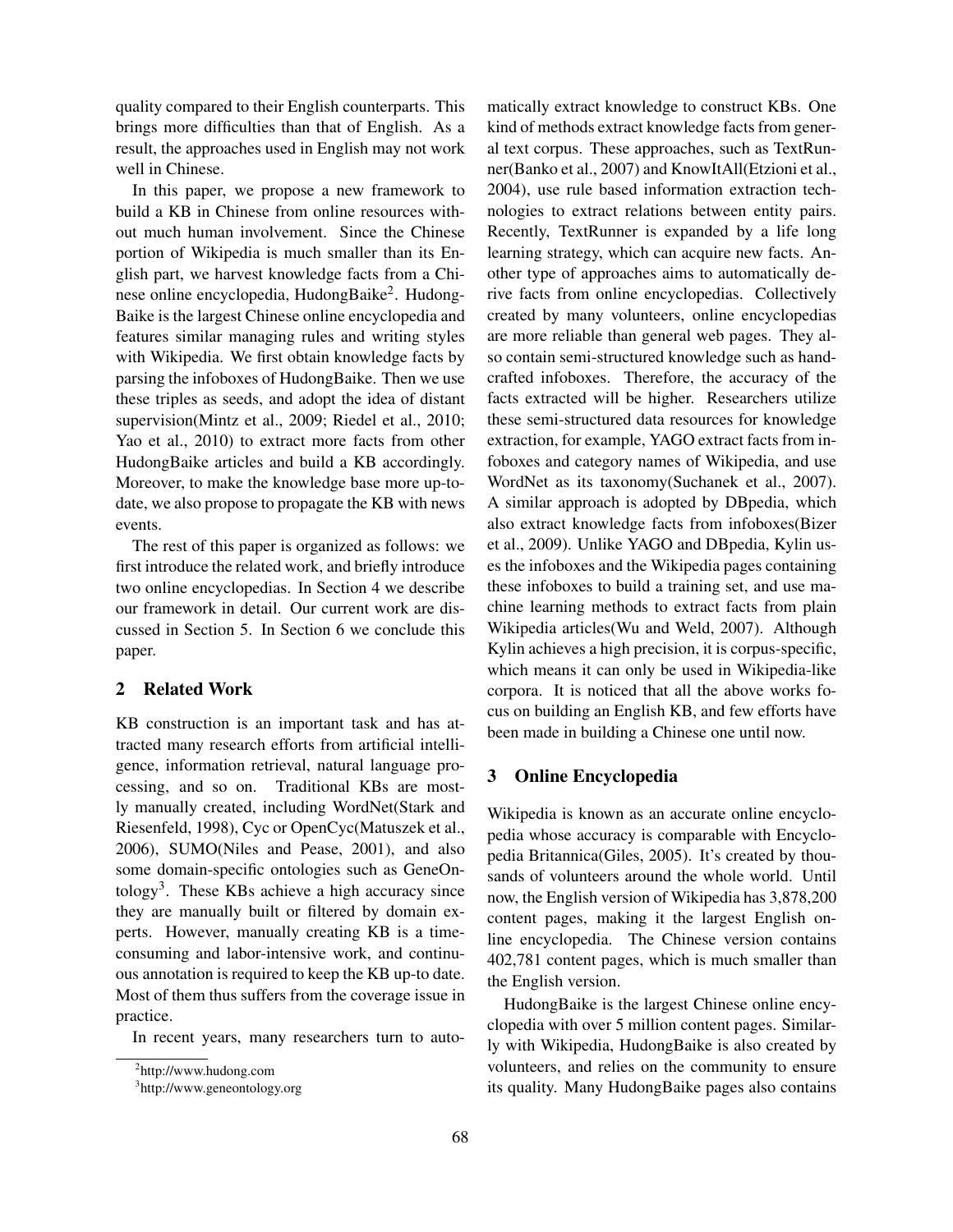quality compared to their English counterparts. This brings more difficulties than that of English. As a result, the approaches used in English may not work well in Chinese.

In this paper, we propose a new framework to build a KB in Chinese from online resources without much human involvement. Since the Chinese portion of Wikipedia is much smaller than its English part, we harvest knowledge facts from a Chinese online encyclopedia, HudongBaike[2]. HudongBaike is the largest Chinese online encyclopedia and features similar managing rules and writing styles with Wikipedia. We first obtain knowledge facts by parsing the infoboxes of HudongBaike. Then we use these triples as seeds, and adopt the idea of distant supervision(Mintz et al., 2009; Riedel et al., 2010; Yao et al., 2010) to extract more facts from other HudongBaike articles and build a KB accordingly. Moreover, to make the knowledge base more up-to-date, we also propose to propagate the KB with news events.

The rest of this paper is organized as follows: we first introduce the related work, and briefly introduce two online encyclopedias. In Section 4 we describe our framework in detail. Our current work are discussed in Section 5. In Section 6 we conclude this paper.

## 2 Related Work

KB construction is an important task and has attracted many research efforts from artificial intelligence, information retrieval, natural language processing, and so on. Traditional KBs are mostly manually created, including WordNet(Stark and Riesenfeld, 1998), Cyc or OpenCyc(Matuszek et al., 2006), SUMO(Niles and Pease, 2001), and also some domain-specific ontologies such as GeneOntology[3]. These KBs achieve a high accuracy since they are manually built or filtered by domain experts. However, manually creating KB is a time-consuming and labor-intensive work, and continuous annotation is required to keep the KB up-to date. Most of them thus suffers from the coverage issue in practice.

In recent years, many researchers turn to automatically extract knowledge to construct KBs. One kind of methods extract knowledge facts from general text corpus. These approaches, such as TextRunner(Banko et al., 2007) and KnowItAll(Etzioni et al., 2004), use rule based information extraction technologies to extract relations between entity pairs. Recently, TextRunner is expanded by a life long learning strategy, which can acquire new facts. Another type of approaches aims to automatically derive facts from online encyclopedias. Collectively created by many volunteers, online encyclopedias are more reliable than general web pages. They also contain semi-structured knowledge such as handcrafted infoboxes. Therefore, the accuracy of the facts extracted will be higher. Researchers utilize these semi-structured data resources for knowledge extraction, for example, YAGO extract facts from infoboxes and category names of Wikipedia, and use WordNet as its taxonomy(Suchanek et al., 2007). A similar approach is adopted by DBpedia, which also extract knowledge facts from infoboxes(Bizer et al., 2009). Unlike YAGO and DBpedia, Kylin uses the infoboxes and the Wikipedia pages containing these infoboxes to build a training set, and use machine learning methods to extract facts from plain Wikipedia articles(Wu and Weld, 2007). Although Kylin achieves a high precision, it is corpus-specific, which means it can only be used in Wikipedia-like corpora. It is noticed that all the above works focus on building an English KB, and few efforts have been made in building a Chinese one until now.

## 3 Online Encyclopedia

Wikipedia is known as an accurate online encyclopedia whose accuracy is comparable with Encyclopedia Britannica(Giles, 2005). It's created by thousands of volunteers around the whole world. Until now, the English version of Wikipedia has 3,878,200 content pages, making it the largest English online encyclopedia. The Chinese version contains 402,781 content pages, which is much smaller than the English version.

HudongBaike is the largest Chinese online encyclopedia with over 5 million content pages. Similarly with Wikipedia, HudongBaike is also created by volunteers, and relies on the community to ensure its quality. Many HudongBaike pages also contains

[2] http://www.hudong.com

[3] http://www.geneontology.org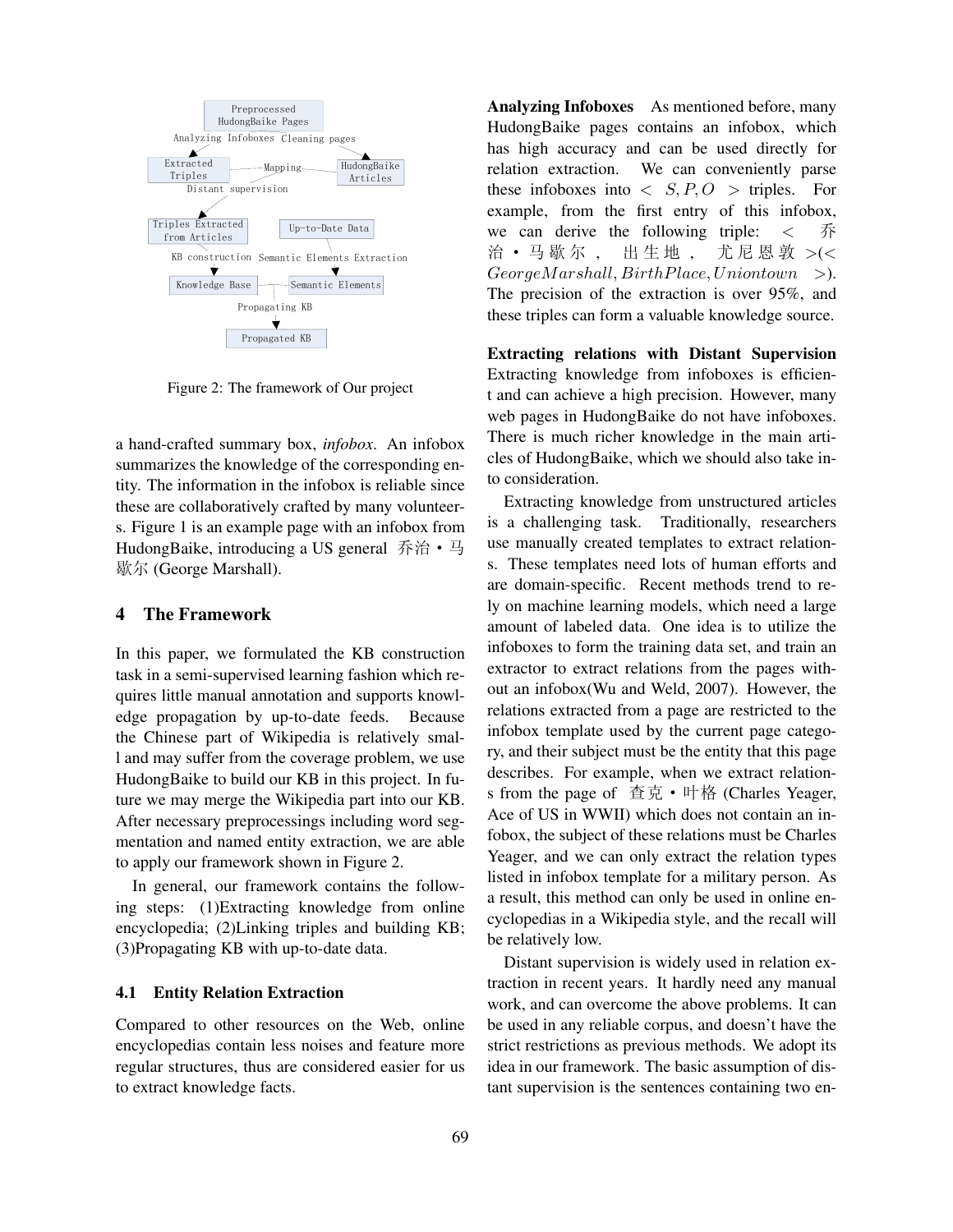Figure 2: The framework of Our project

a hand-crafted summary box, *infobox*. An infobox summarizes the knowledge of the corresponding entity. The information in the infobox is reliable since these are collaboratively crafted by many volunteers. Figure 1 is an example page with an infobox from HudongBaike, introducing a US general 乔治·马歇尔 (George Marshall).

## 4 The Framework

In this paper, we formulated the KB construction task in a semi-supervised learning fashion which requires little manual annotation and supports knowledge propagation by up-to-date feeds. Because the Chinese part of Wikipedia is relatively small and may suffer from the coverage problem, we use HudongBaike to build our KB in this project. In future we may merge the Wikipedia part into our KB. After necessary preprocessings including word segmentation and named entity extraction, we are able to apply our framework shown in Figure 2.

In general, our framework contains the following steps: (1)Extracting knowledge from online encyclopedia; (2)Linking triples and building KB; (3)Propagating KB with up-to-date data.

### 4.1 Entity Relation Extraction

Compared to other resources on the Web, online encyclopedias contain less noises and feature more regular structures, thus are considered easier for us to extract knowledge facts.

**Analyzing Infoboxes** As mentioned before, many HudongBaike pages contains an infobox, which has high accuracy and can be used directly for relation extraction. We can conveniently parse these infoboxes into $< S, P, O >$ triples. For example, from the first entry of this infobox, we can derive the following triple: < 乔治·马歇尔, 出生地, 尤尼恩敦 >($< GeorgeMarshall, BirthPlace, Uniontown >$). The precision of the extraction is over 95%, and these triples can form a valuable knowledge source.

**Extracting relations with Distant Supervision** Extracting knowledge from infoboxes is efficient and can achieve a high precision. However, many web pages in HudongBaike do not have infoboxes. There is much richer knowledge in the main articles of HudongBaike, which we should also take into consideration.

Extracting knowledge from unstructured articles is a challenging task. Traditionally, researchers use manually created templates to extract relations. These templates need lots of human efforts and are domain-specific. Recent methods trend to rely on machine learning models, which need a large amount of labeled data. One idea is to utilize the infoboxes to form the training data set, and train an extractor to extract relations from the pages without an infobox(Wu and Weld, 2007). However, the relations extracted from a page are restricted to the infobox template used by the current page category, and their subject must be the entity that this page describes. For example, when we extract relations from the page of 查克·叶格 (Charles Yeager, Ace of US in WWII) which does not contain an infobox, the subject of these relations must be Charles Yeager, and we can only extract the relation types listed in infobox template for a military person. As a result, this method can only be used in online encyclopedias in a Wikipedia style, and the recall will be relatively low.

Distant supervision is widely used in relation extraction in recent years. It hardly need any manual work, and can overcome the above problems. It can be used in any reliable corpus, and doesn't have the strict restrictions as previous methods. We adopt its idea in our framework. The basic assumption of distant supervision is the sentences containing two en-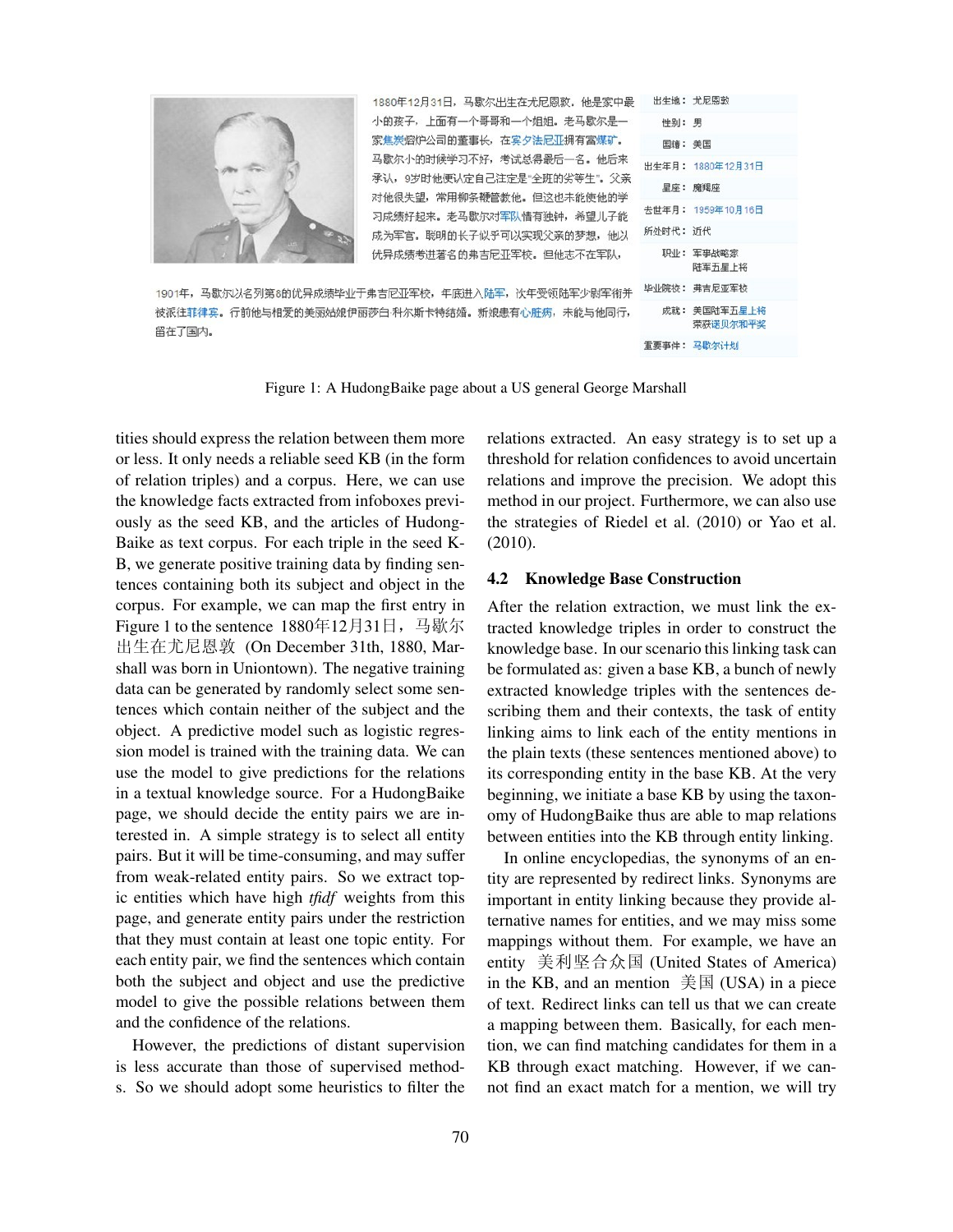Figure 1: A HudongBaike page about a US general George Marshall

tities should express the relation between them more or less. It only needs a reliable seed KB (in the form of relation triples) and a corpus. Here, we can use the knowledge facts extracted from infoboxes previously as the seed KB, and the articles of HudongBaike as text corpus. For each triple in the seed KB, we generate positive training data by finding sentences containing both its subject and object in the corpus. For example, we can map the first entry in Figure 1 to the sentence 1880年12月31日，马歇尔出生在尤尼恩敦 (On December 31th, 1880, Marshall was born in Uniontown). The negative training data can be generated by randomly select some sentences which contain neither of the subject and the object. A predictive model such as logistic regression model is trained with the training data. We can use the model to give predictions for the relations in a textual knowledge source. For a HudongBaike page, we should decide the entity pairs we are interested in. A simple strategy is to select all entity pairs. But it will be time-consuming, and may suffer from weak-related entity pairs. So we extract topic entities which have high *tfidf* weights from this page, and generate entity pairs under the restriction that they must contain at least one topic entity. For each entity pair, we find the sentences which contain both the subject and object and use the predictive model to give the possible relations between them and the confidence of the relations.

However, the predictions of distant supervision is less accurate than those of supervised methods. So we should adopt some heuristics to filter the relations extracted. An easy strategy is to set up a threshold for relation confidences to avoid uncertain relations and improve the precision. We adopt this method in our project. Furthermore, we can also use the strategies of Riedel et al. (2010) or Yao et al. (2010).

## 4.2 Knowledge Base Construction

After the relation extraction, we must link the extracted knowledge triples in order to construct the knowledge base. In our scenario this linking task can be formulated as: given a base KB, a bunch of newly extracted knowledge triples with the sentences describing them and their contexts, the task of entity linking aims to link each of the entity mentions in the plain texts (these sentences mentioned above) to its corresponding entity in the base KB. At the very beginning, we initiate a base KB by using the taxonomy of HudongBaike thus are able to map relations between entities into the KB through entity linking.

In online encyclopedias, the synonyms of an entity are represented by redirect links. Synonyms are important in entity linking because they provide alternative names for entities, and we may miss some mappings without them. For example, we have an entity 美利坚合众国 (United States of America) in the KB, and an mention 美国 (USA) in a piece of text. Redirect links can tell us that we can create a mapping between them. Basically, for each mention, we can find matching candidates for them in a KB through exact matching. However, if we cannot find an exact match for a mention, we will try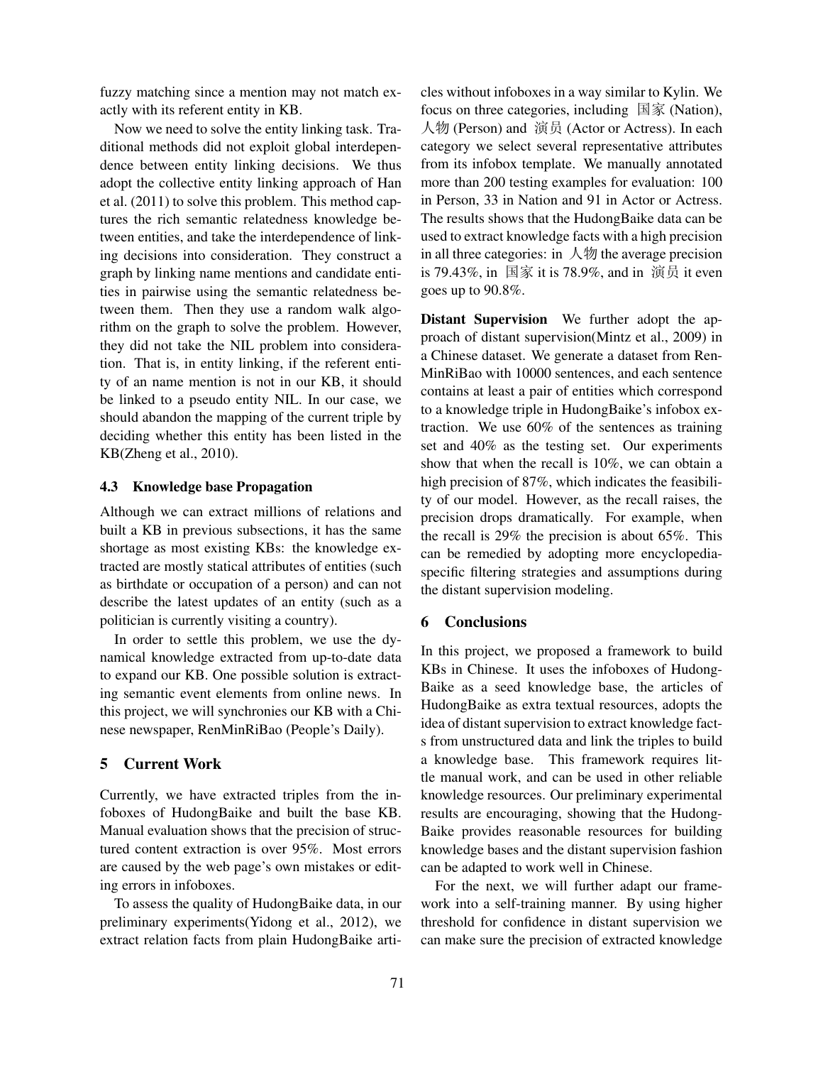fuzzy matching since a mention may not match exactly with its referent entity in KB.

Now we need to solve the entity linking task. Traditional methods did not exploit global interdependence between entity linking decisions. We thus adopt the collective entity linking approach of Han et al. (2011) to solve this problem. This method captures the rich semantic relatedness knowledge between entities, and take the interdependence of linking decisions into consideration. They construct a graph by linking name mentions and candidate entities in pairwise using the semantic relatedness between them. Then they use a random walk algorithm on the graph to solve the problem. However, they did not take the NIL problem into consideration. That is, in entity linking, if the referent entity of an name mention is not in our KB, it should be linked to a pseudo entity NIL. In our case, we should abandon the mapping of the current triple by deciding whether this entity has been listed in the KB(Zheng et al., 2010).

### 4.3 Knowledge base Propagation

Although we can extract millions of relations and built a KB in previous subsections, it has the same shortage as most existing KBs: the knowledge extracted are mostly statical attributes of entities (such as birthdate or occupation of a person) and can not describe the latest updates of an entity (such as a politician is currently visiting a country).

In order to settle this problem, we use the dynamical knowledge extracted from up-to-date data to expand our KB. One possible solution is extracting semantic event elements from online news. In this project, we will synchronies our KB with a Chinese newspaper, RenMinRiBao (People's Daily).

## 5 Current Work

Currently, we have extracted triples from the infoboxes of HudongBaike and built the base KB. Manual evaluation shows that the precision of structured content extraction is over 95%. Most errors are caused by the web page's own mistakes or editing errors in infoboxes.

To assess the quality of HudongBaike data, in our preliminary experiments(Yidong et al., 2012), we extract relation facts from plain HudongBaike articles without infoboxes in a way similar to Kylin. We focus on three categories, including 国家 (Nation), 人物 (Person) and 演员 (Actor or Actress). In each category we select several representative attributes from its infobox template. We manually annotated more than 200 testing examples for evaluation: 100 in Person, 33 in Nation and 91 in Actor or Actress. The results shows that the HudongBaike data can be used to extract knowledge facts with a high precision in all three categories: in 人物 the average precision is 79.43%, in 国家 it is 78.9%, and in 演员 it even goes up to 90.8%.

**Distant Supervision** We further adopt the approach of distant supervision(Mintz et al., 2009) in a Chinese dataset. We generate a dataset from RenMinRiBao with 10000 sentences, and each sentence contains at least a pair of entities which correspond to a knowledge triple in HudongBaike's infobox extraction. We use 60% of the sentences as training set and 40% as the testing set. Our experiments show that when the recall is 10%, we can obtain a high precision of 87%, which indicates the feasibility of our model. However, as the recall raises, the precision drops dramatically. For example, when the recall is 29% the precision is about 65%. This can be remedied by adopting more encyclopedia-specific filtering strategies and assumptions during the distant supervision modeling.

## 6 Conclusions

In this project, we proposed a framework to build KBs in Chinese. It uses the infoboxes of HudongBaike as a seed knowledge base, the articles of HudongBaike as extra textual resources, adopts the idea of distant supervision to extract knowledge facts from unstructured data and link the triples to build a knowledge base. This framework requires little manual work, and can be used in other reliable knowledge resources. Our preliminary experimental results are encouraging, showing that the HudongBaike provides reasonable resources for building knowledge bases and the distant supervision fashion can be adapted to work well in Chinese.

For the next, we will further adapt our framework into a self-training manner. By using higher threshold for confidence in distant supervision we can make sure the precision of extracted knowledge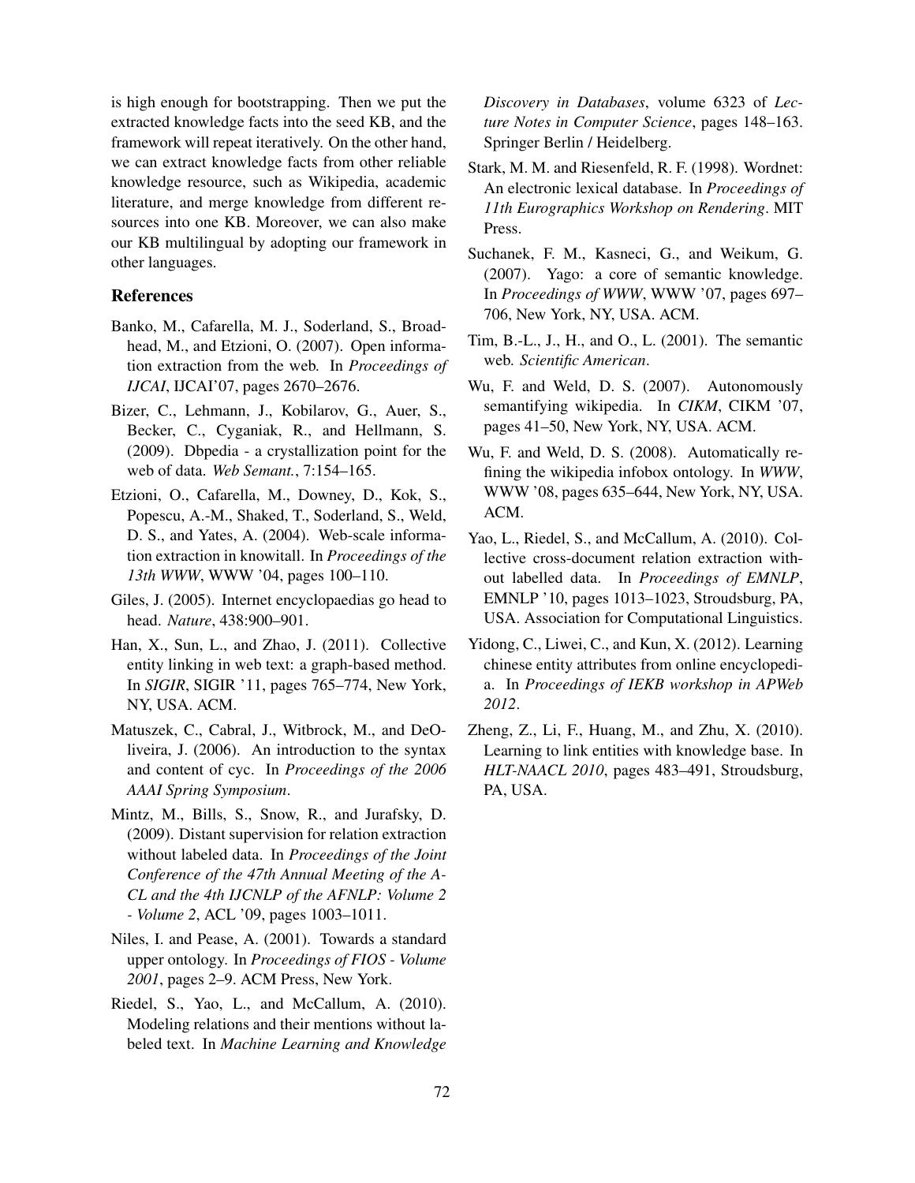is high enough for bootstrapping. Then we put the extracted knowledge facts into the seed KB, and the framework will repeat iteratively. On the other hand, we can extract knowledge facts from other reliable knowledge resource, such as Wikipedia, academic literature, and merge knowledge from different resources into one KB. Moreover, we can also make our KB multilingual by adopting our framework in other languages.

## References

Banko, M., Cafarella, M. J., Soderland, S., Broadhead, M., and Etzioni, O. (2007). Open information extraction from the web. In *Proceedings of IJCAI*, IJCAI'07, pages 2670–2676.

Bizer, C., Lehmann, J., Kobilarov, G., Auer, S., Becker, C., Cyganiak, R., and Hellmann, S. (2009). Dbpedia - a crystallization point for the web of data. *Web Semant.*, 7:154–165.

Etzioni, O., Cafarella, M., Downey, D., Kok, S., Popescu, A.-M., Shaked, T., Soderland, S., Weld, D. S., and Yates, A. (2004). Web-scale information extraction in knowitall. In *Proceedings of the 13th WWW*, WWW '04, pages 100–110.

Giles, J. (2005). Internet encyclopaedias go head to head. *Nature*, 438:900–901.

Han, X., Sun, L., and Zhao, J. (2011). Collective entity linking in web text: a graph-based method. In *SIGIR*, SIGIR '11, pages 765–774, New York, NY, USA. ACM.

Matuszek, C., Cabral, J., Witbrock, M., and DeOliveira, J. (2006). An introduction to the syntax and content of cyc. In *Proceedings of the 2006 AAAI Spring Symposium*.

Mintz, M., Bills, S., Snow, R., and Jurafsky, D. (2009). Distant supervision for relation extraction without labeled data. In *Proceedings of the Joint Conference of the 47th Annual Meeting of the ACL and the 4th IJCNLP of the AFNLP: Volume 2 - Volume 2*, ACL '09, pages 1003–1011.

Niles, I. and Pease, A. (2001). Towards a standard upper ontology. In *Proceedings of FIOS - Volume 2001*, pages 2–9. ACM Press, New York.

Riedel, S., Yao, L., and McCallum, A. (2010). Modeling relations and their mentions without labeled text. In *Machine Learning and Knowledge Discovery in Databases*, volume 6323 of *Lecture Notes in Computer Science*, pages 148–163. Springer Berlin / Heidelberg.

Stark, M. M. and Riesenfeld, R. F. (1998). Wordnet: An electronic lexical database. In *Proceedings of 11th Eurographics Workshop on Rendering*. MIT Press.

Suchanek, F. M., Kasneci, G., and Weikum, G. (2007). Yago: a core of semantic knowledge. In *Proceedings of WWW*, WWW '07, pages 697–706, New York, NY, USA. ACM.

Tim, B.-L., J., H., and O., L. (2001). The semantic web. *Scientific American*.

Wu, F. and Weld, D. S. (2007). Autonomously semantifying wikipedia. In *CIKM*, CIKM '07, pages 41–50, New York, NY, USA. ACM.

Wu, F. and Weld, D. S. (2008). Automatically refining the wikipedia infobox ontology. In *WWW*, WWW '08, pages 635–644, New York, NY, USA. ACM.

Yao, L., Riedel, S., and McCallum, A. (2010). Collective cross-document relation extraction without labelled data. In *Proceedings of EMNLP*, EMNLP '10, pages 1013–1023, Stroudsburg, PA, USA. Association for Computational Linguistics.

Yidong, C., Liwei, C., and Kun, X. (2012). Learning chinese entity attributes from online encyclopedia. In *Proceedings of IEKB workshop in APWeb 2012*.

Zheng, Z., Li, F., Huang, M., and Zhu, X. (2010). Learning to link entities with knowledge base. In *HLT-NAACL 2010*, pages 483–491, Stroudsburg, PA, USA.